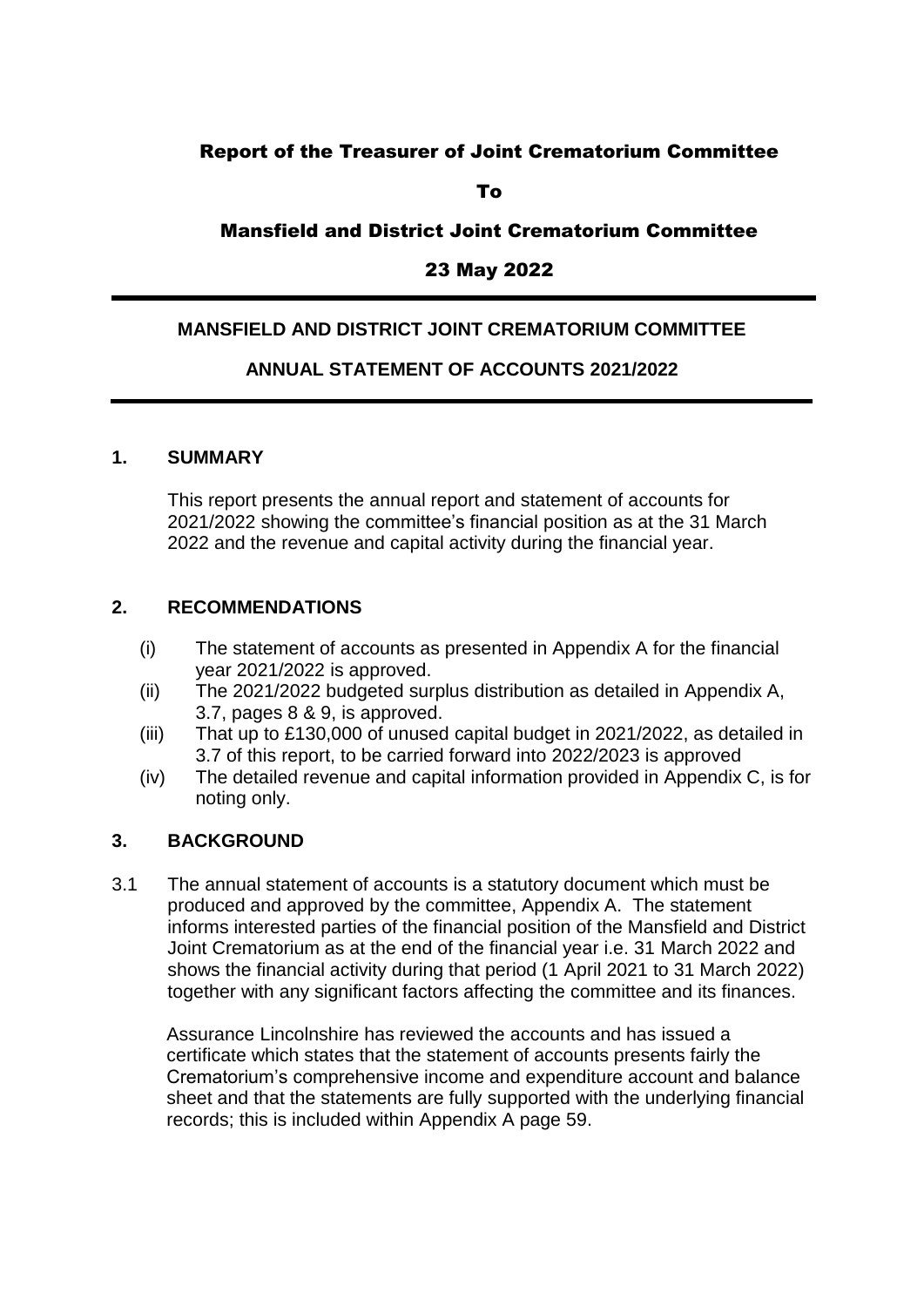**Report of the Treasurer of Joint Crematorium Committee**

**To**

**Mansfield and District Joint Crematorium Committee**

**23 May 2022**

---

## MANSFIELD AND DISTRICT JOINT CREMATORIUM COMMITTEE

## ANNUAL STATEMENT OF ACCOUNTS 2021/2022

---

### 1. SUMMARY

This report presents the annual report and statement of accounts for 2021/2022 showing the committee's financial position as at the 31 March 2022 and the revenue and capital activity during the financial year.

### 2. RECOMMENDATIONS

(i) The statement of accounts as presented in Appendix A for the financial year 2021/2022 is approved.

(ii) The 2021/2022 budgeted surplus distribution as detailed in Appendix A, 3.7, pages 8 & 9, is approved.

(iii) That up to £130,000 of unused capital budget in 2021/2022, as detailed in 3.7 of this report, to be carried forward into 2022/2023 is approved

(iv) The detailed revenue and capital information provided in Appendix C, is for noting only.

### 3. BACKGROUND

3.1 The annual statement of accounts is a statutory document which must be produced and approved by the committee, Appendix A. The statement informs interested parties of the financial position of the Mansfield and District Joint Crematorium as at the end of the financial year i.e. 31 March 2022 and shows the financial activity during that period (1 April 2021 to 31 March 2022) together with any significant factors affecting the committee and its finances.

Assurance Lincolnshire has reviewed the accounts and has issued a certificate which states that the statement of accounts presents fairly the Crematorium's comprehensive income and expenditure account and balance sheet and that the statements are fully supported with the underlying financial records; this is included within Appendix A page 59.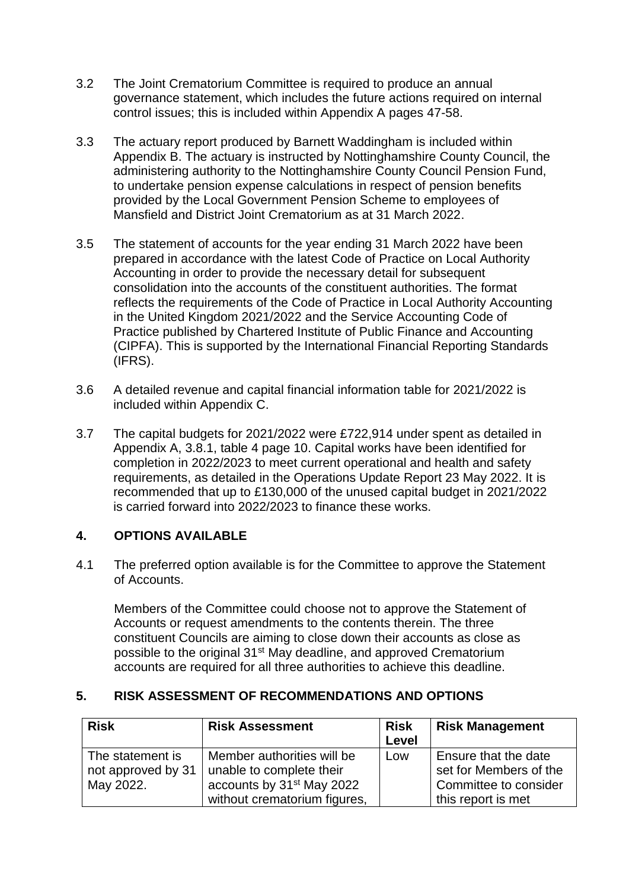3.2 The Joint Crematorium Committee is required to produce an annual governance statement, which includes the future actions required on internal control issues; this is included within Appendix A pages 47-58.

3.3 The actuary report produced by Barnett Waddingham is included within Appendix B. The actuary is instructed by Nottinghamshire County Council, the administering authority to the Nottinghamshire County Council Pension Fund, to undertake pension expense calculations in respect of pension benefits provided by the Local Government Pension Scheme to employees of Mansfield and District Joint Crematorium as at 31 March 2022.

3.5 The statement of accounts for the year ending 31 March 2022 have been prepared in accordance with the latest Code of Practice on Local Authority Accounting in order to provide the necessary detail for subsequent consolidation into the accounts of the constituent authorities. The format reflects the requirements of the Code of Practice in Local Authority Accounting in the United Kingdom 2021/2022 and the Service Accounting Code of Practice published by Chartered Institute of Public Finance and Accounting (CIPFA). This is supported by the International Financial Reporting Standards (IFRS).

3.6 A detailed revenue and capital financial information table for 2021/2022 is included within Appendix C.

3.7 The capital budgets for 2021/2022 were £722,914 under spent as detailed in Appendix A, 3.8.1, table 4 page 10. Capital works have been identified for completion in 2022/2023 to meet current operational and health and safety requirements, as detailed in the Operations Update Report 23 May 2022. It is recommended that up to £130,000 of the unused capital budget in 2021/2022 is carried forward into 2022/2023 to finance these works.

## 4. OPTIONS AVAILABLE

4.1 The preferred option available is for the Committee to approve the Statement of Accounts.

Members of the Committee could choose not to approve the Statement of Accounts or request amendments to the contents therein. The three constituent Councils are aiming to close down their accounts as close as possible to the original 31st May deadline, and approved Crematorium accounts are required for all three authorities to achieve this deadline.

## 5. RISK ASSESSMENT OF RECOMMENDATIONS AND OPTIONS

| Risk | Risk Assessment | Risk Level | Risk Management |
|---|---|---|---|
| The statement is not approved by 31 May 2022. | Member authorities will be unable to complete their accounts by 31st May 2022 without crematorium figures, | Low | Ensure that the date set for Members of the Committee to consider this report is met |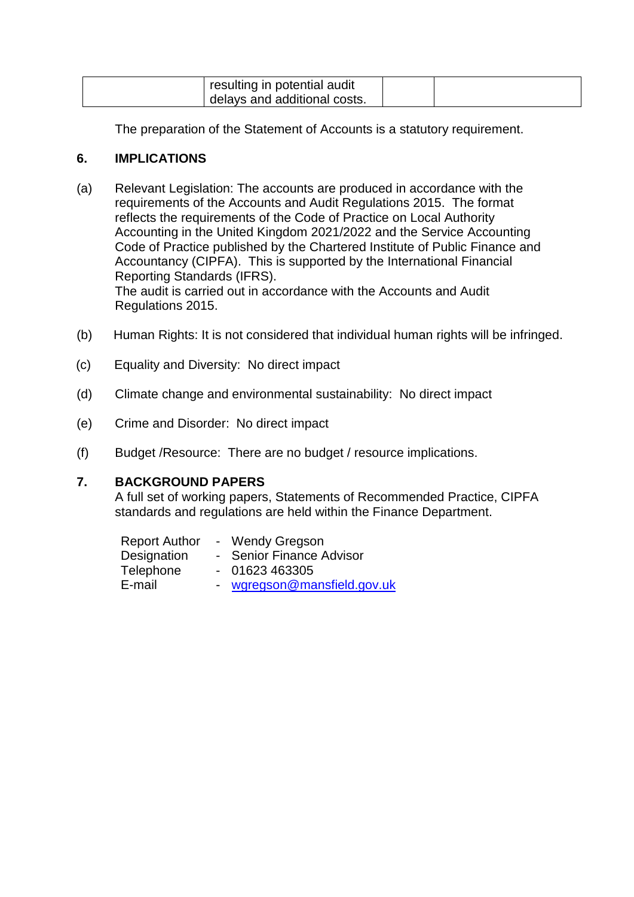| | | | |
|---|---|---|---|
| | resulting in potential audit delays and additional costs. | | |

The preparation of the Statement of Accounts is a statutory requirement.

## 6. IMPLICATIONS

(a) Relevant Legislation: The accounts are produced in accordance with the requirements of the Accounts and Audit Regulations 2015. The format reflects the requirements of the Code of Practice on Local Authority Accounting in the United Kingdom 2021/2022 and the Service Accounting Code of Practice published by the Chartered Institute of Public Finance and Accountancy (CIPFA). This is supported by the International Financial Reporting Standards (IFRS).
The audit is carried out in accordance with the Accounts and Audit Regulations 2015.

(b) Human Rights: It is not considered that individual human rights will be infringed.

(c) Equality and Diversity: No direct impact

(d) Climate change and environmental sustainability: No direct impact

(e) Crime and Disorder: No direct impact

(f) Budget /Resource: There are no budget / resource implications.

## 7. BACKGROUND PAPERS

A full set of working papers, Statements of Recommended Practice, CIPFA standards and regulations are held within the Finance Department.

Report Author - Wendy Gregson
Designation - Senior Finance Advisor
Telephone - 01623 463305
E-mail - wgregson@mansfield.gov.uk